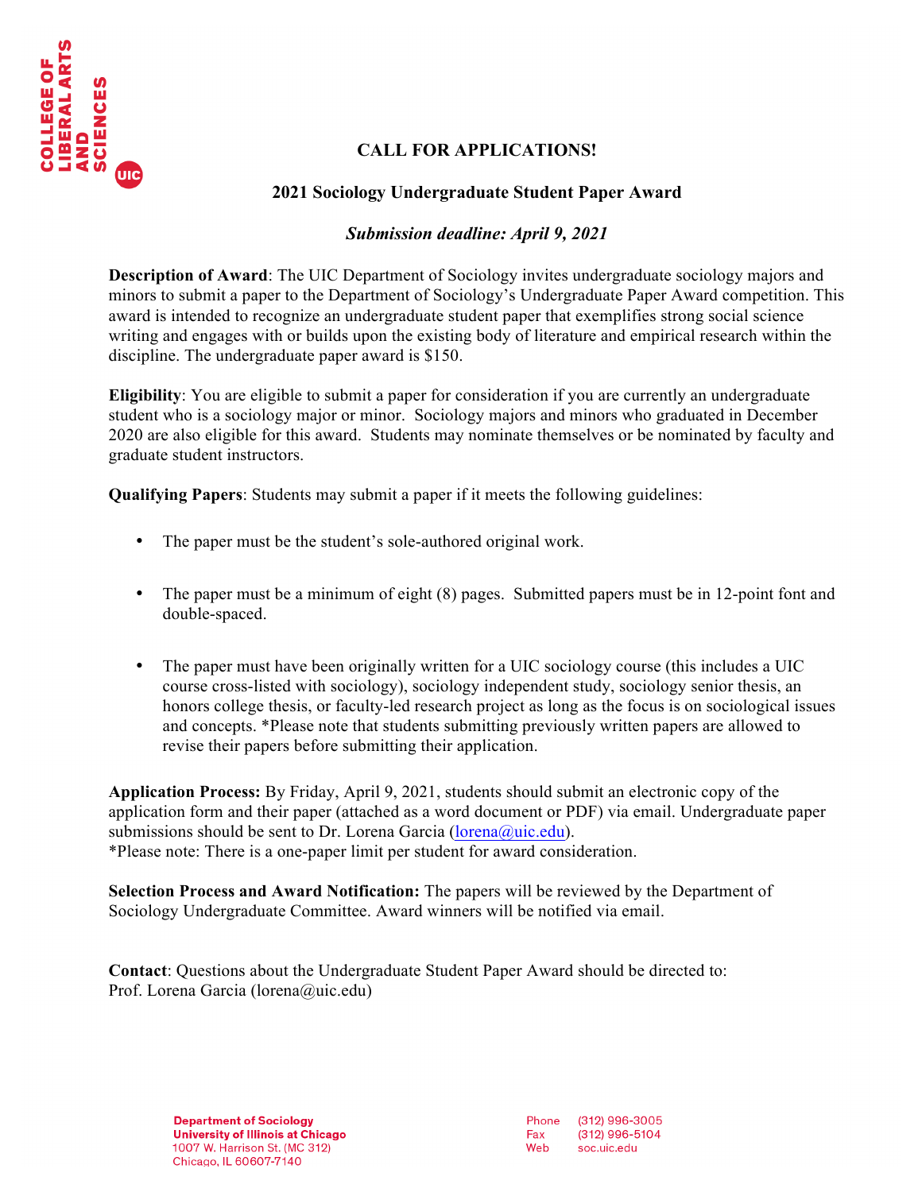# CALL FOR APPLICATIONS!

## 2021 Sociology Undergraduate Student Paper Award

***Submission deadline: April 9, 2021***

**Description of Award**: The UIC Department of Sociology invites undergraduate sociology majors and minors to submit a paper to the Department of Sociology's Undergraduate Paper Award competition. This award is intended to recognize an undergraduate student paper that exemplifies strong social science writing and engages with or builds upon the existing body of literature and empirical research within the discipline. The undergraduate paper award is $150.

**Eligibility**: You are eligible to submit a paper for consideration if you are currently an undergraduate student who is a sociology major or minor. Sociology majors and minors who graduated in December 2020 are also eligible for this award. Students may nominate themselves or be nominated by faculty and graduate student instructors.

**Qualifying Papers**: Students may submit a paper if it meets the following guidelines:

- The paper must be the student's sole-authored original work.
- The paper must be a minimum of eight (8) pages. Submitted papers must be in 12-point font and double-spaced.
- The paper must have been originally written for a UIC sociology course (this includes a UIC course cross-listed with sociology), sociology independent study, sociology senior thesis, an honors college thesis, or faculty-led research project as long as the focus is on sociological issues and concepts. *Please note that students submitting previously written papers are allowed to revise their papers before submitting their application.

**Application Process:** By Friday, April 9, 2021, students should submit an electronic copy of the application form and their paper (attached as a word document or PDF) via email. Undergraduate paper submissions should be sent to Dr. Lorena Garcia (lorena@uic.edu).
*Please note: There is a one-paper limit per student for award consideration.

**Selection Process and Award Notification:** The papers will be reviewed by the Department of Sociology Undergraduate Committee. Award winners will be notified via email.

**Contact**: Questions about the Undergraduate Student Paper Award should be directed to:
Prof. Lorena Garcia (lorena@uic.edu)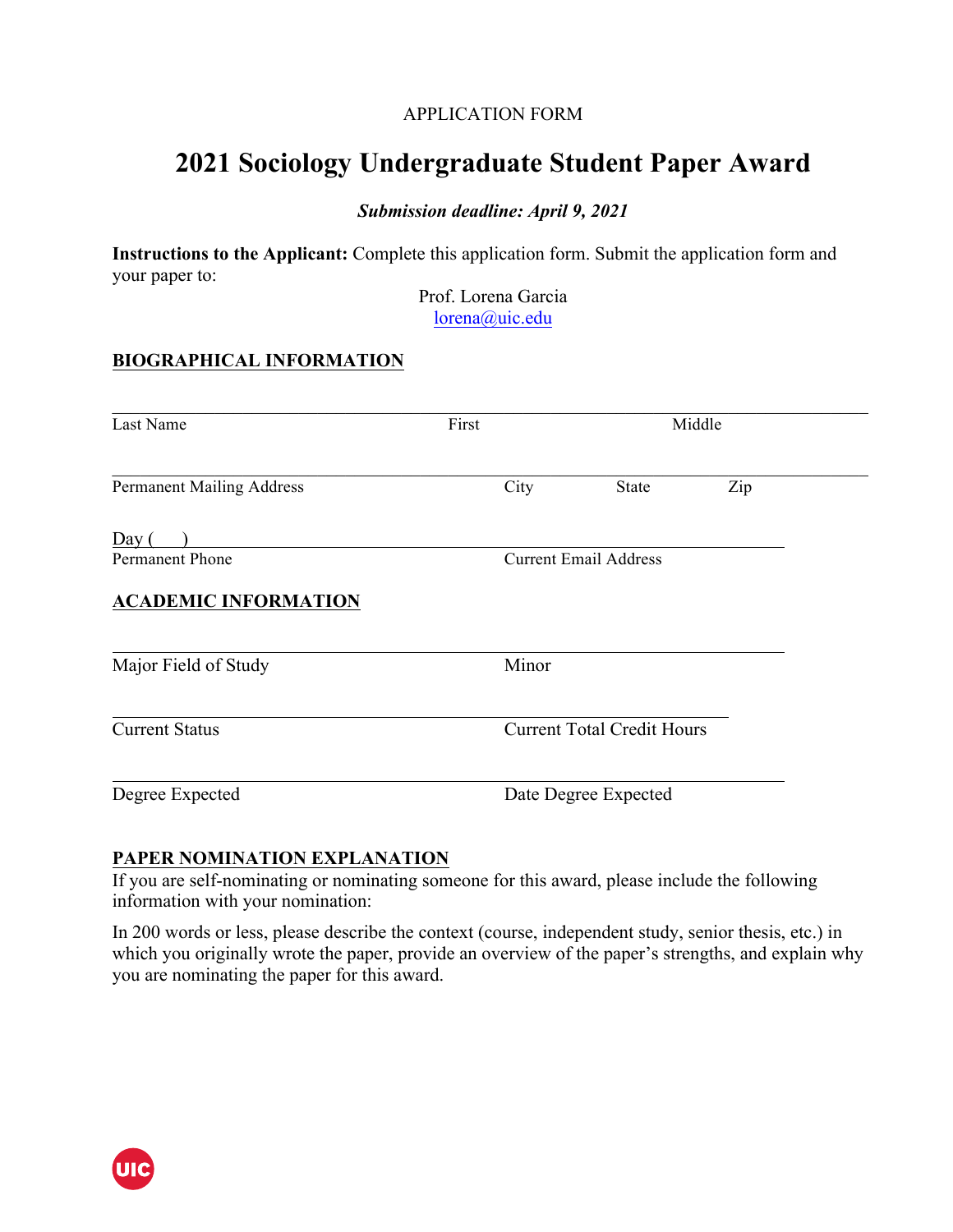APPLICATION FORM

# 2021 Sociology Undergraduate Student Paper Award

***Submission deadline: April 9, 2021***

**Instructions to the Applicant:** Complete this application form. Submit the application form and your paper to:

Prof. Lorena Garcia
lorena@uic.edu

## BIOGRAPHICAL INFORMATION

______________________________________________
Last Name First Middle

______________________________________________
Permanent Mailing Address City State Zip

Day ( ) ______________________________________
Permanent Phone Current Email Address

## ACADEMIC INFORMATION

______________________________________________
Major Field of Study Minor

______________________________________________
Current Status Current Total Credit Hours

______________________________________________
Degree Expected Date Degree Expected

## PAPER NOMINATION EXPLANATION

If you are self-nominating or nominating someone for this award, please include the following information with your nomination:

In 200 words or less, please describe the context (course, independent study, senior thesis, etc.) in which you originally wrote the paper, provide an overview of the paper's strengths, and explain why you are nominating the paper for this award.